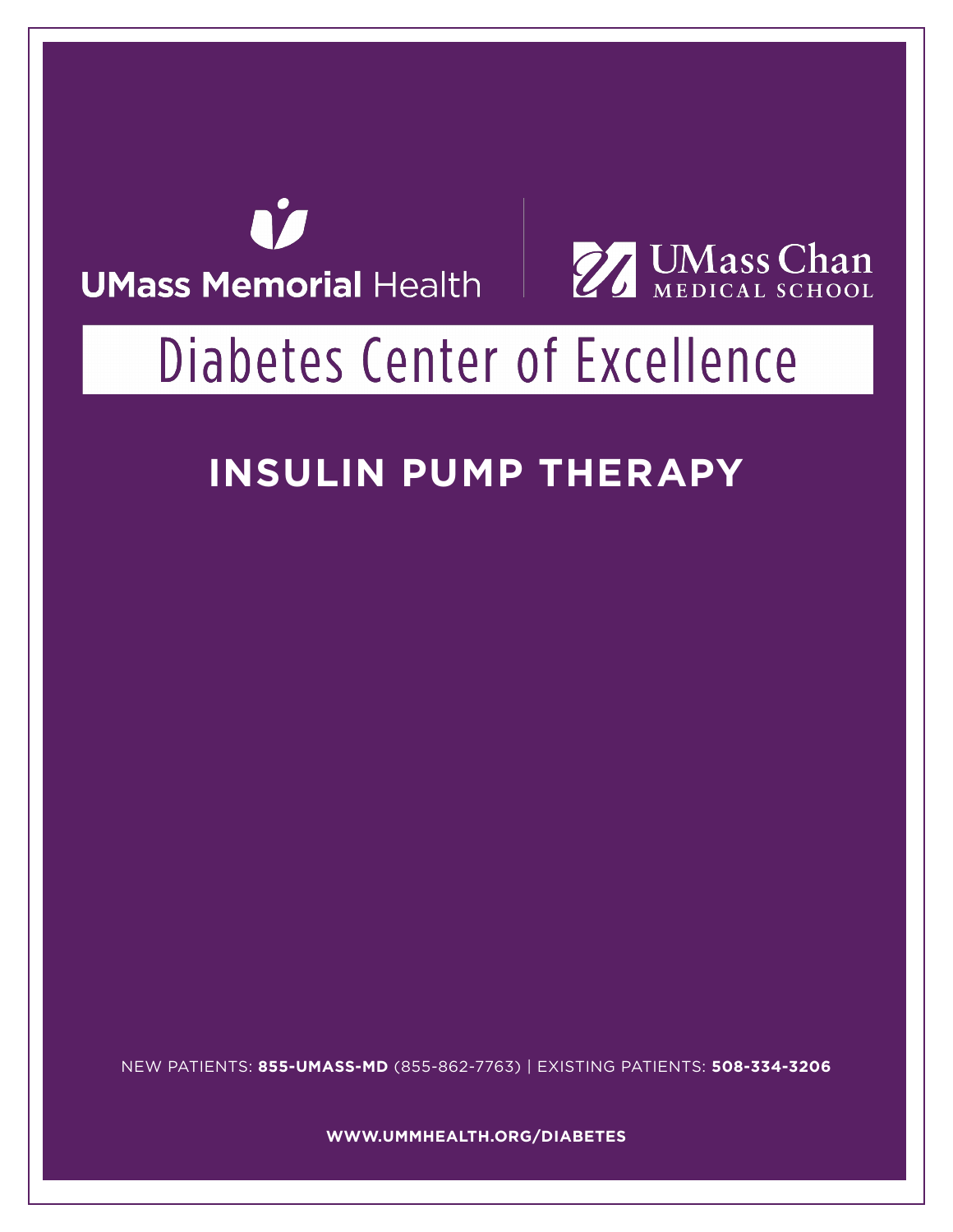UMass Memorial Health

UMass Chan MEDICAL SCHOOL

# Diabetes Center of Excellence

## INSULIN PUMP THERAPY

NEW PATIENTS: **855-UMASS-MD** (855-862-7763) | EXISTING PATIENTS: **508-334-3206**

**WWW.UMMHEALTH.ORG/DIABETES**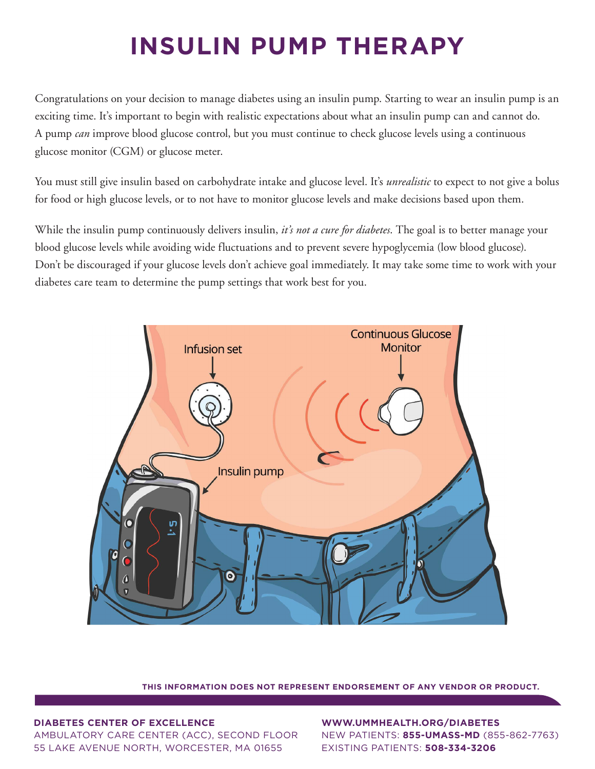# INSULIN PUMP THERAPY

Congratulations on your decision to manage diabetes using an insulin pump. Starting to wear an insulin pump is an exciting time. It's important to begin with realistic expectations about what an insulin pump can and cannot do. A pump *can* improve blood glucose control, but you must continue to check glucose levels using a continuous glucose monitor (CGM) or glucose meter.

You must still give insulin based on carbohydrate intake and glucose level. It's *unrealistic* to expect to not give a bolus for food or high glucose levels, or to not have to monitor glucose levels and make decisions based upon them.

While the insulin pump continuously delivers insulin, *it's not a cure for diabetes*. The goal is to better manage your blood glucose levels while avoiding wide fluctuations and to prevent severe hypoglycemia (low blood glucose). Don't be discouraged if your glucose levels don't achieve goal immediately. It may take some time to work with your diabetes care team to determine the pump settings that work best for you.

**THIS INFORMATION DOES NOT REPRESENT ENDORSEMENT OF ANY VENDOR OR PRODUCT.**

**DIABETES CENTER OF EXCELLENCE**
AMBULATORY CARE CENTER (ACC), SECOND FLOOR
55 LAKE AVENUE NORTH, WORCESTER, MA 01655

**WWW.UMMHEALTH.ORG/DIABETES**
NEW PATIENTS: **855-UMASS-MD** (855-862-7763)
EXISTING PATIENTS: **508-334-3206**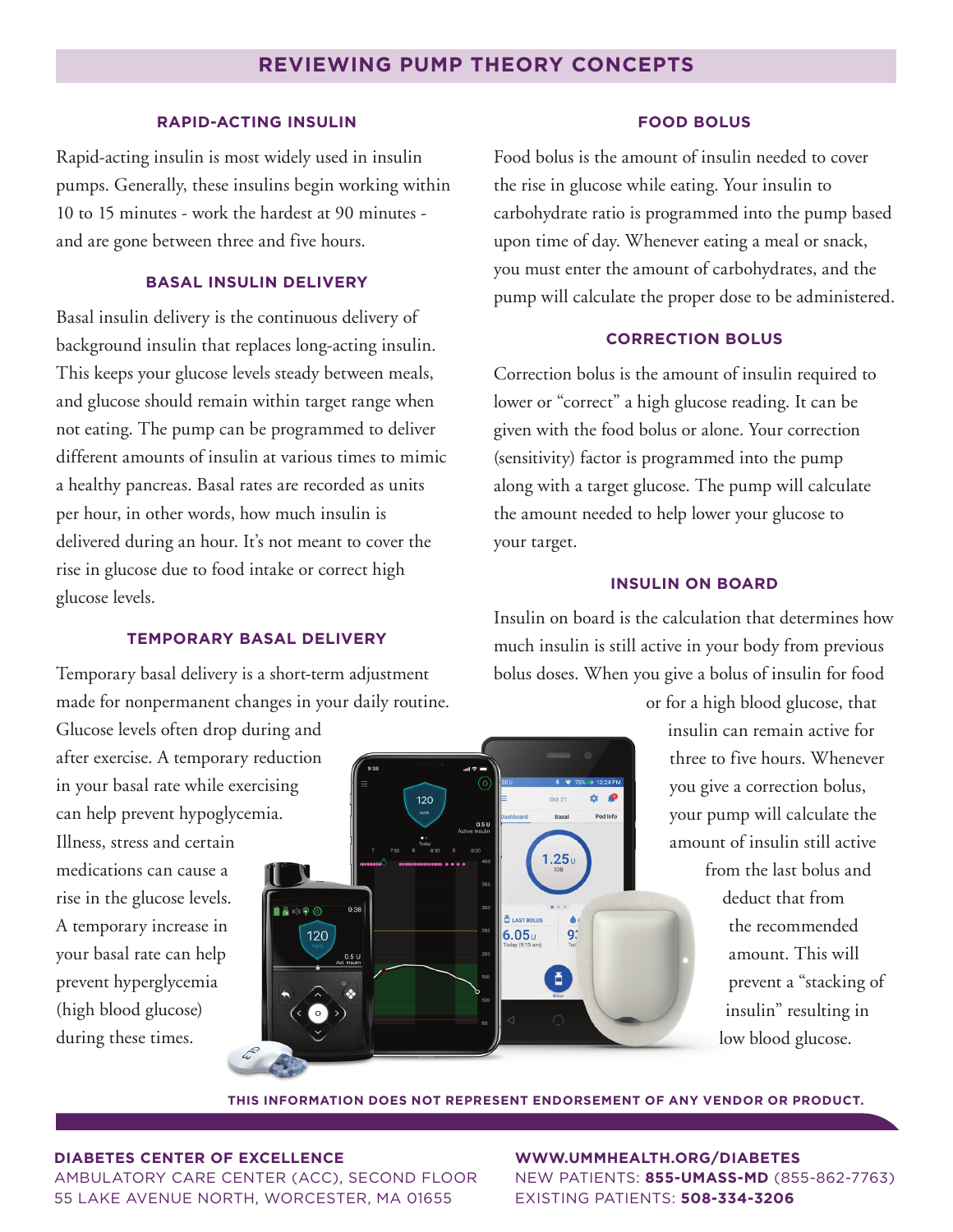# REVIEWING PUMP THEORY CONCEPTS

## RAPID-ACTING INSULIN

Rapid-acting insulin is most widely used in insulin pumps. Generally, these insulins begin working within 10 to 15 minutes - work the hardest at 90 minutes - and are gone between three and five hours.

## BASAL INSULIN DELIVERY

Basal insulin delivery is the continuous delivery of background insulin that replaces long-acting insulin. This keeps your glucose levels steady between meals, and glucose should remain within target range when not eating. The pump can be programmed to deliver different amounts of insulin at various times to mimic a healthy pancreas. Basal rates are recorded as units per hour, in other words, how much insulin is delivered during an hour. It's not meant to cover the rise in glucose due to food intake or correct high glucose levels.

## TEMPORARY BASAL DELIVERY

Temporary basal delivery is a short-term adjustment made for nonpermanent changes in your daily routine. Glucose levels often drop during and after exercise. A temporary reduction in your basal rate while exercising can help prevent hypoglycemia. Illness, stress and certain medications can cause a rise in the glucose levels. A temporary increase in your basal rate can help prevent hyperglycemia (high blood glucose) during these times.

## FOOD BOLUS

Food bolus is the amount of insulin needed to cover the rise in glucose while eating. Your insulin to carbohydrate ratio is programmed into the pump based upon time of day. Whenever eating a meal or snack, you must enter the amount of carbohydrates, and the pump will calculate the proper dose to be administered.

## CORRECTION BOLUS

Correction bolus is the amount of insulin required to lower or "correct" a high glucose reading. It can be given with the food bolus or alone. Your correction (sensitivity) factor is programmed into the pump along with a target glucose. The pump will calculate the amount needed to help lower your glucose to your target.

## INSULIN ON BOARD

Insulin on board is the calculation that determines how much insulin is still active in your body from previous bolus doses. When you give a bolus of insulin for food or for a high blood glucose, that insulin can remain active for three to five hours. Whenever you give a correction bolus, your pump will calculate the amount of insulin still active from the last bolus and deduct that from the recommended amount. This will prevent a "stacking of insulin" resulting in low blood glucose.

**THIS INFORMATION DOES NOT REPRESENT ENDORSEMENT OF ANY VENDOR OR PRODUCT.**

**DIABETES CENTER OF EXCELLENCE**
AMBULATORY CARE CENTER (ACC), SECOND FLOOR
55 LAKE AVENUE NORTH, WORCESTER, MA 01655

**WWW.UMMHEALTH.ORG/DIABETES**
NEW PATIENTS: **855-UMASS-MD** (855-862-7763)
EXISTING PATIENTS: **508-334-3206**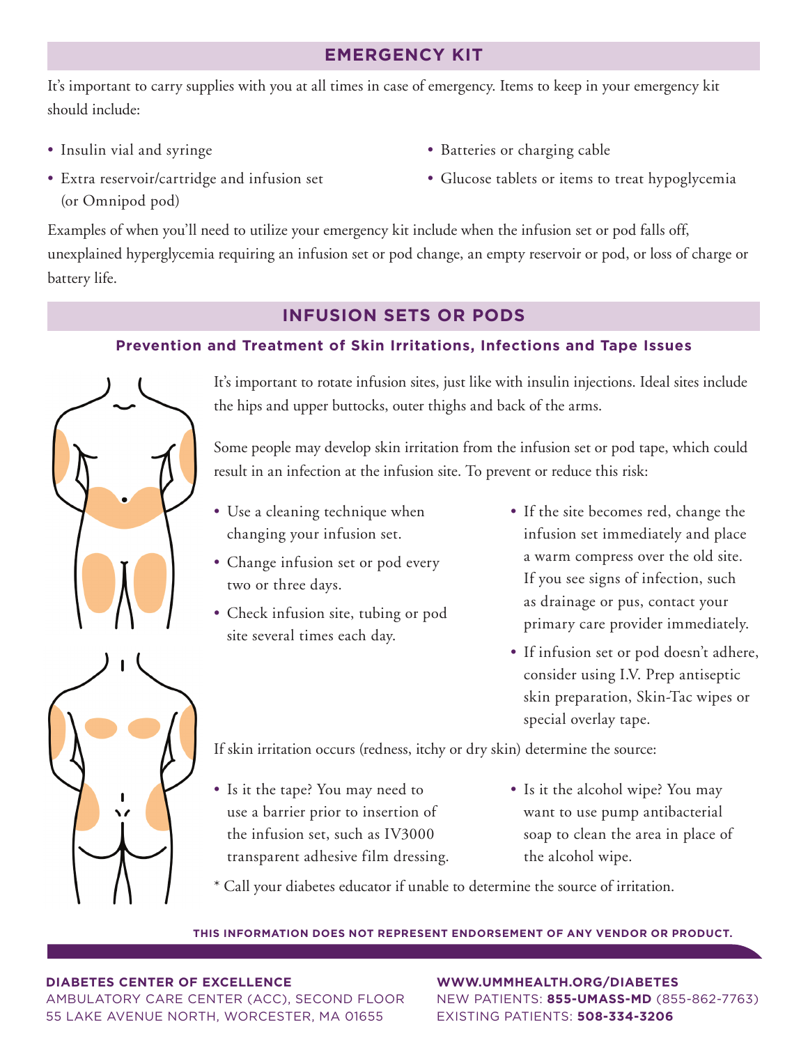## EMERGENCY KIT

It's important to carry supplies with you at all times in case of emergency. Items to keep in your emergency kit should include:

- Insulin vial and syringe
- Extra reservoir/cartridge and infusion set (or Omnipod pod)
- Batteries or charging cable
- Glucose tablets or items to treat hypoglycemia

Examples of when you'll need to utilize your emergency kit include when the infusion set or pod falls off, unexplained hyperglycemia requiring an infusion set or pod change, an empty reservoir or pod, or loss of charge or battery life.

## INFUSION SETS OR PODS

### Prevention and Treatment of Skin Irritations, Infections and Tape Issues

It's important to rotate infusion sites, just like with insulin injections. Ideal sites include the hips and upper buttocks, outer thighs and back of the arms.

Some people may develop skin irritation from the infusion set or pod tape, which could result in an infection at the infusion site. To prevent or reduce this risk:

- Use a cleaning technique when changing your infusion set.
- Change infusion set or pod every two or three days.
- Check infusion site, tubing or pod site several times each day.
- If the site becomes red, change the infusion set immediately and place a warm compress over the old site. If you see signs of infection, such as drainage or pus, contact your primary care provider immediately.
- If infusion set or pod doesn't adhere, consider using I.V. Prep antiseptic skin preparation, Skin-Tac wipes or special overlay tape.

If skin irritation occurs (redness, itchy or dry skin) determine the source:

- Is it the tape? You may need to use a barrier prior to insertion of the infusion set, such as IV3000 transparent adhesive film dressing.
- Is it the alcohol wipe? You may want to use pump antibacterial soap to clean the area in place of the alcohol wipe.

* Call your diabetes educator if unable to determine the source of irritation.

**THIS INFORMATION DOES NOT REPRESENT ENDORSEMENT OF ANY VENDOR OR PRODUCT.**

**DIABETES CENTER OF EXCELLENCE**
AMBULATORY CARE CENTER (ACC), SECOND FLOOR
55 LAKE AVENUE NORTH, WORCESTER, MA 01655

**WWW.UMMHEALTH.ORG/DIABETES**
NEW PATIENTS: **855-UMASS-MD** (855-862-7763)
EXISTING PATIENTS: **508-334-3206**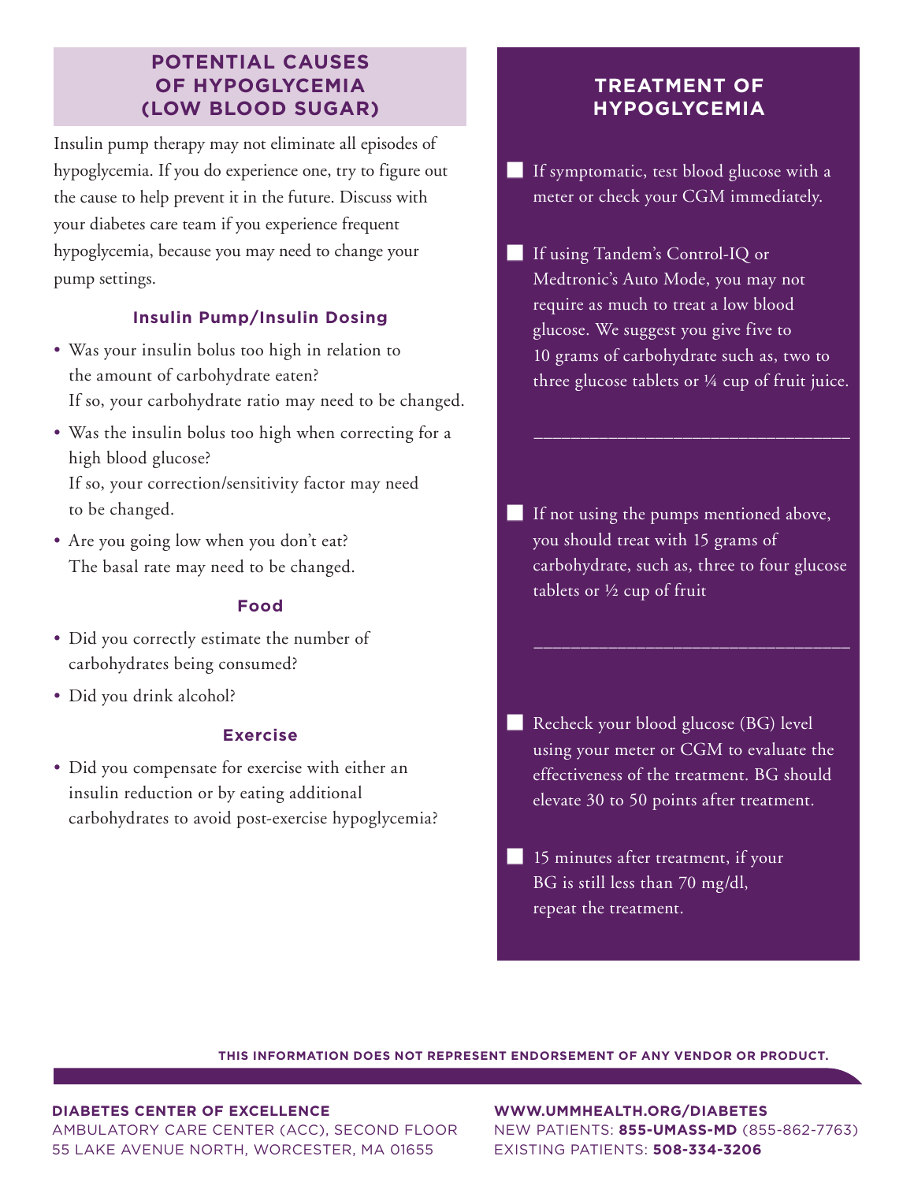## POTENTIAL CAUSES OF HYPOGLYCEMIA (LOW BLOOD SUGAR)

Insulin pump therapy may not eliminate all episodes of hypoglycemia. If you do experience one, try to figure out the cause to help prevent it in the future. Discuss with your diabetes care team if you experience frequent hypoglycemia, because you may need to change your pump settings.

### Insulin Pump/Insulin Dosing

- Was your insulin bolus too high in relation to the amount of carbohydrate eaten?
  If so, your carbohydrate ratio may need to be changed.
- Was the insulin bolus too high when correcting for a high blood glucose?
  If so, your correction/sensitivity factor may need to be changed.
- Are you going low when you don't eat?
  The basal rate may need to be changed.

### Food

- Did you correctly estimate the number of carbohydrates being consumed?
- Did you drink alcohol?

### Exercise

- Did you compensate for exercise with either an insulin reduction or by eating additional carbohydrates to avoid post-exercise hypoglycemia?

## TREATMENT OF HYPOGLYCEMIA

- [ ] If symptomatic, test blood glucose with a meter or check your CGM immediately.
- [ ] If using Tandem's Control-IQ or Medtronic's Auto Mode, you may not require as much to treat a low blood glucose. We suggest you give five to 10 grams of carbohydrate such as, two to three glucose tablets or ¼ cup of fruit juice.

  ________________________________

- [ ] If not using the pumps mentioned above, you should treat with 15 grams of carbohydrate, such as, three to four glucose tablets or ½ cup of fruit

  ________________________________

- [ ] Recheck your blood glucose (BG) level using your meter or CGM to evaluate the effectiveness of the treatment. BG should elevate 30 to 50 points after treatment.
- [ ] 15 minutes after treatment, if your BG is still less than 70 mg/dl, repeat the treatment.

**THIS INFORMATION DOES NOT REPRESENT ENDORSEMENT OF ANY VENDOR OR PRODUCT.**

**DIABETES CENTER OF EXCELLENCE**
AMBULATORY CARE CENTER (ACC), SECOND FLOOR
55 LAKE AVENUE NORTH, WORCESTER, MA 01655

**WWW.UMMHEALTH.ORG/DIABETES**
NEW PATIENTS: **855-UMASS-MD** (855-862-7763)
EXISTING PATIENTS: **508-334-3206**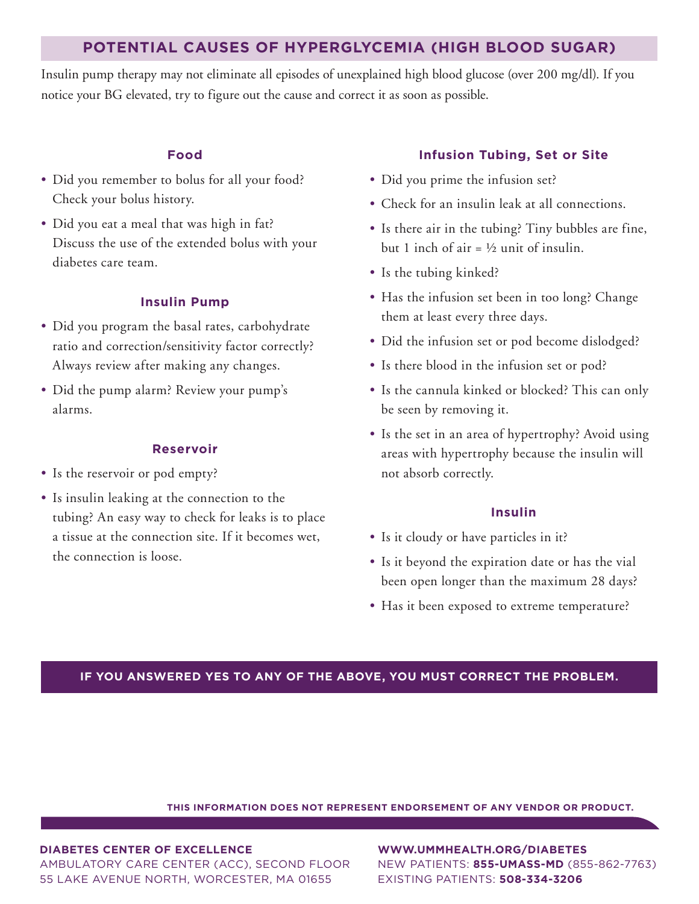## POTENTIAL CAUSES OF HYPERGLYCEMIA (HIGH BLOOD SUGAR)

Insulin pump therapy may not eliminate all episodes of unexplained high blood glucose (over 200 mg/dl). If you notice your BG elevated, try to figure out the cause and correct it as soon as possible.

### Food

- Did you remember to bolus for all your food? Check your bolus history.
- Did you eat a meal that was high in fat? Discuss the use of the extended bolus with your diabetes care team.

### Insulin Pump

- Did you program the basal rates, carbohydrate ratio and correction/sensitivity factor correctly? Always review after making any changes.
- Did the pump alarm? Review your pump's alarms.

### Reservoir

- Is the reservoir or pod empty?
- Is insulin leaking at the connection to the tubing? An easy way to check for leaks is to place a tissue at the connection site. If it becomes wet, the connection is loose.

### Infusion Tubing, Set or Site

- Did you prime the infusion set?
- Check for an insulin leak at all connections.
- Is there air in the tubing? Tiny bubbles are fine, but 1 inch of air = ½ unit of insulin.
- Is the tubing kinked?
- Has the infusion set been in too long? Change them at least every three days.
- Did the infusion set or pod become dislodged?
- Is there blood in the infusion set or pod?
- Is the cannula kinked or blocked? This can only be seen by removing it.
- Is the set in an area of hypertrophy? Avoid using areas with hypertrophy because the insulin will not absorb correctly.

### Insulin

- Is it cloudy or have particles in it?
- Is it beyond the expiration date or has the vial been open longer than the maximum 28 days?
- Has it been exposed to extreme temperature?

**IF YOU ANSWERED YES TO ANY OF THE ABOVE, YOU MUST CORRECT THE PROBLEM.**

**THIS INFORMATION DOES NOT REPRESENT ENDORSEMENT OF ANY VENDOR OR PRODUCT.**

**DIABETES CENTER OF EXCELLENCE**
AMBULATORY CARE CENTER (ACC), SECOND FLOOR
55 LAKE AVENUE NORTH, WORCESTER, MA 01655

**WWW.UMMHEALTH.ORG/DIABETES**
NEW PATIENTS: **855-UMASS-MD** (855-862-7763)
EXISTING PATIENTS: **508-334-3206**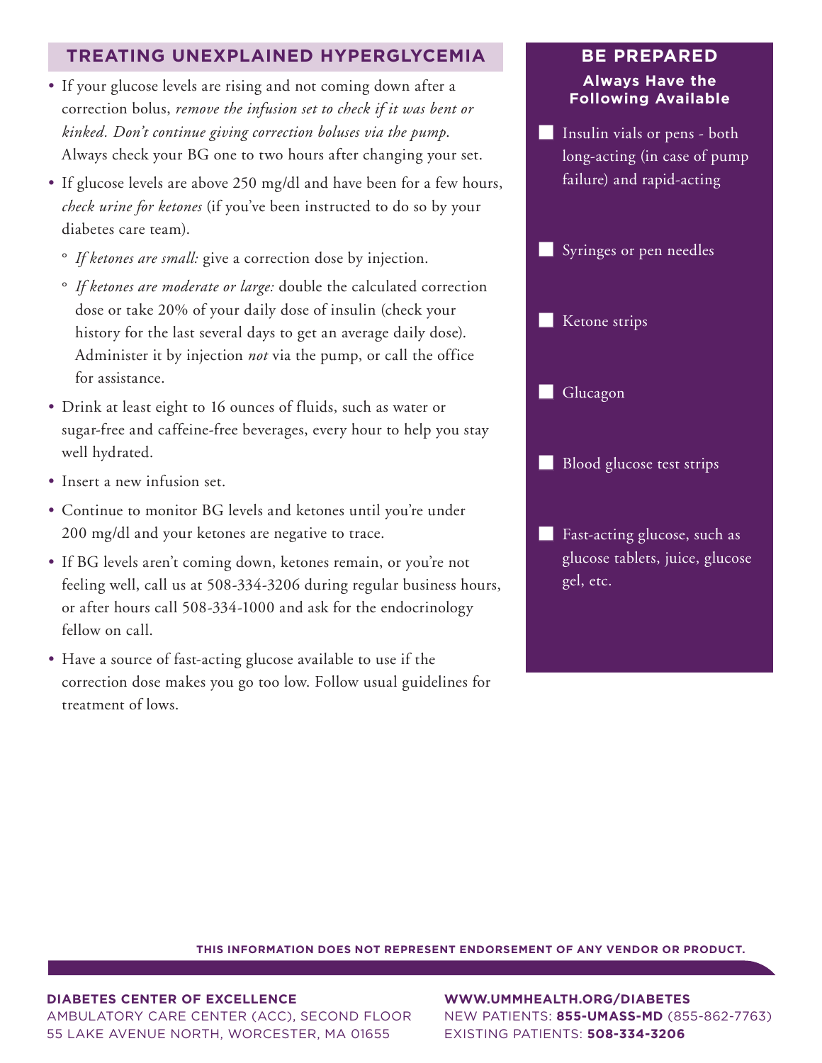## TREATING UNEXPLAINED HYPERGLYCEMIA

- If your glucose levels are rising and not coming down after a correction bolus, *remove the infusion set to check if it was bent or kinked. Don't continue giving correction boluses via the pump.* Always check your BG one to two hours after changing your set.
- If glucose levels are above 250 mg/dl and have been for a few hours, *check urine for ketones* (if you've been instructed to do so by your diabetes care team).
  - *If ketones are small:* give a correction dose by injection.
  - *If ketones are moderate or large:* double the calculated correction dose or take 20% of your daily dose of insulin (check your history for the last several days to get an average daily dose). Administer it by injection *not* via the pump, or call the office for assistance.
- Drink at least eight to 16 ounces of fluids, such as water or sugar-free and caffeine-free beverages, every hour to help you stay well hydrated.
- Insert a new infusion set.
- Continue to monitor BG levels and ketones until you're under 200 mg/dl and your ketones are negative to trace.
- If BG levels aren't coming down, ketones remain, or you're not feeling well, call us at 508-334-3206 during regular business hours, or after hours call 508-334-1000 and ask for the endocrinology fellow on call.
- Have a source of fast-acting glucose available to use if the correction dose makes you go too low. Follow usual guidelines for treatment of lows.

## BE PREPARED

**Always Have the Following Available**

- [ ] Insulin vials or pens - both long-acting (in case of pump failure) and rapid-acting
- [ ] Syringes or pen needles
- [ ] Ketone strips
- [ ] Glucagon
- [ ] Blood glucose test strips
- [ ] Fast-acting glucose, such as glucose tablets, juice, glucose gel, etc.

**THIS INFORMATION DOES NOT REPRESENT ENDORSEMENT OF ANY VENDOR OR PRODUCT.**

**DIABETES CENTER OF EXCELLENCE**
AMBULATORY CARE CENTER (ACC), SECOND FLOOR
55 LAKE AVENUE NORTH, WORCESTER, MA 01655

**WWW.UMMHEALTH.ORG/DIABETES**
NEW PATIENTS: **855-UMASS-MD** (855-862-7763)
EXISTING PATIENTS: **508-334-3206**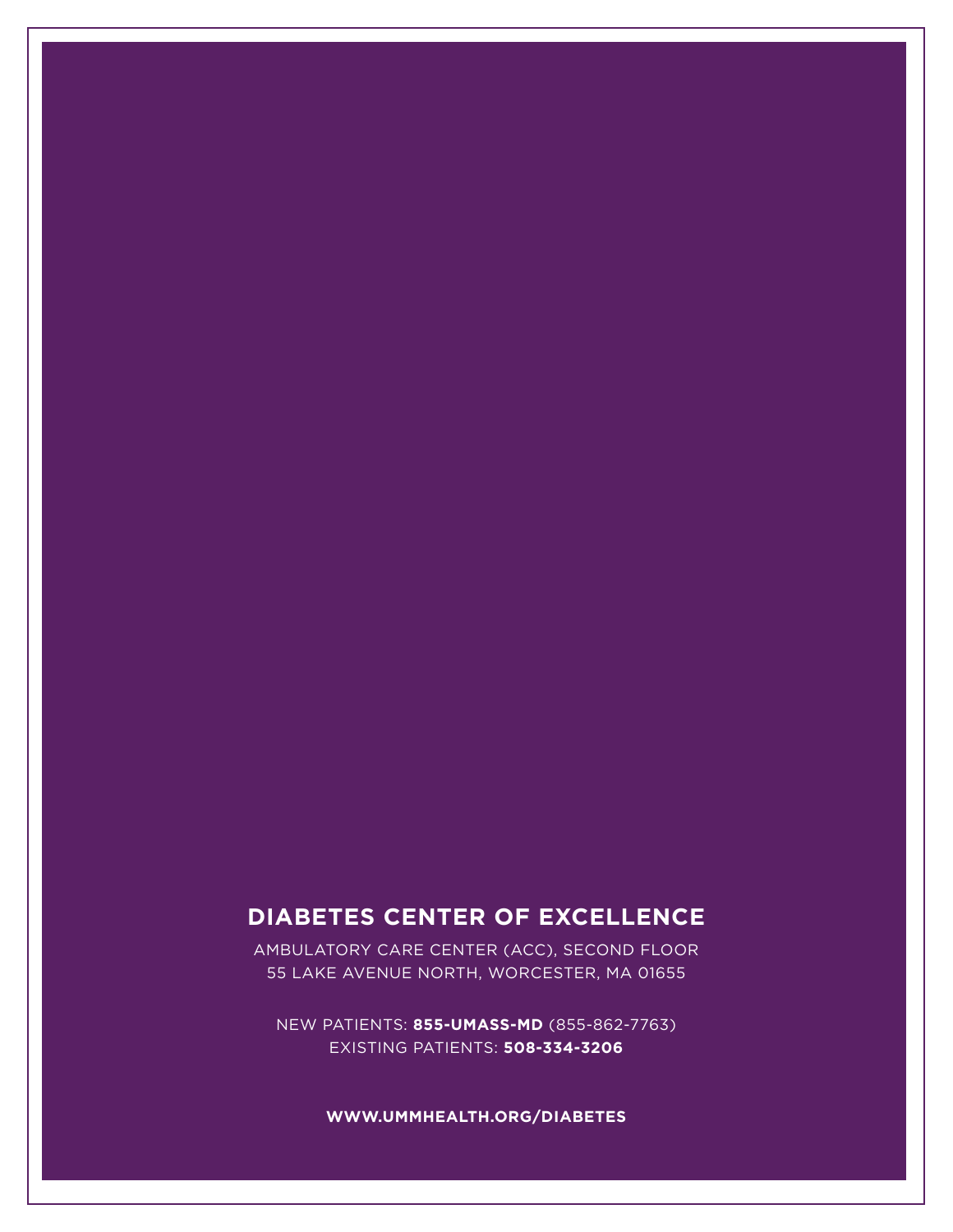## DIABETES CENTER OF EXCELLENCE

AMBULATORY CARE CENTER (ACC), SECOND FLOOR
55 LAKE AVENUE NORTH, WORCESTER, MA 01655

NEW PATIENTS: **855-UMASS-MD** (855-862-7763)
EXISTING PATIENTS: **508-334-3206**

**WWW.UMMHEALTH.ORG/DIABETES**